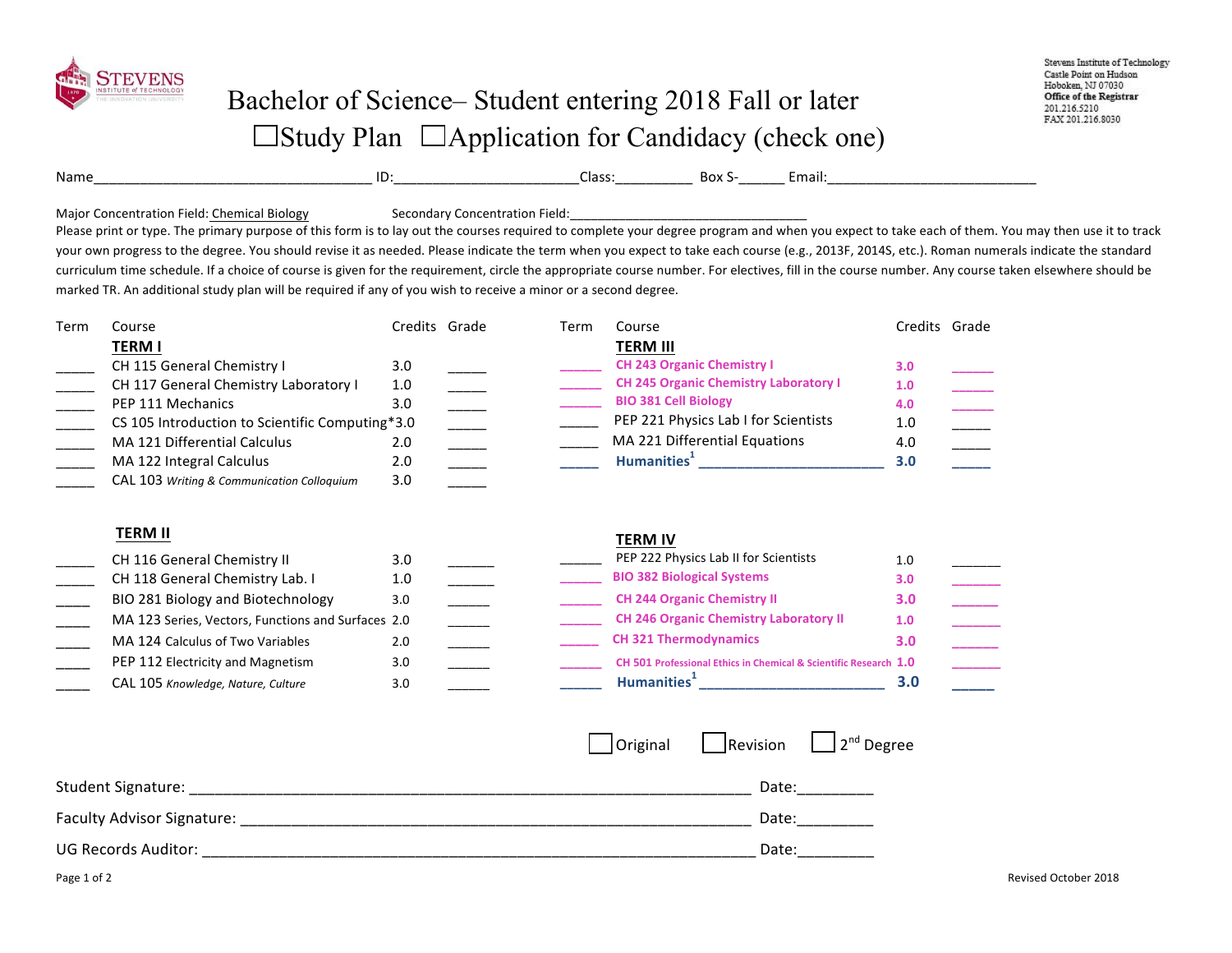Stevens Institute of Technology
Castle Point on Hudson
Hoboken, NJ 07030
**Office of the Registrar**
201.216.5210
FAX 201.216.8030

# Bachelor of Science– Student entering 2018 Fall or later

☐Study Plan ☐Application for Candidacy (check one)

Name___________________________________ ID:________________________Class:__________ Box S-______ Email:___________________________

Major Concentration Field: Chemical Biology Secondary Concentration Field:_________________________________

Please print or type. The primary purpose of this form is to lay out the courses required to complete your degree program and when you expect to take each of them. You may then use it to track your own progress to the degree. You should revise it as needed. Please indicate the term when you expect to take each course (e.g., 2013F, 2014S, etc.). Roman numerals indicate the standard curriculum time schedule. If a choice of course is given for the requirement, circle the appropriate course number. For electives, fill in the course number. Any course taken elsewhere should be marked TR. An additional study plan will be required if any of you wish to receive a minor or a second degree.

| Term | Course | Credits | Grade |
|---|---|---|---|
| | **TERM I** | | |
| _____ | CH 115 General Chemistry I | 3.0 | _____ |
| _____ | CH 117 General Chemistry Laboratory I | 1.0 | _____ |
| _____ | PEP 111 Mechanics | 3.0 | _____ |
| _____ | CS 105 Introduction to Scientific Computing* | 3.0 | _____ |
| _____ | MA 121 Differential Calculus | 2.0 | _____ |
| _____ | MA 122 Integral Calculus | 2.0 | _____ |
| _____ | CAL 103 *Writing & Communication Colloquium* | 3.0 | _____ |
| | **TERM II** | | |
| _____ | CH 116 General Chemistry II | 3.0 | _____ |
| _____ | CH 118 General Chemistry Lab. I | 1.0 | _____ |
| _____ | BIO 281 Biology and Biotechnology | 3.0 | _____ |
| _____ | MA 123 Series, Vectors, Functions and Surfaces | 2.0 | _____ |
| _____ | MA 124 Calculus of Two Variables | 2.0 | _____ |
| _____ | PEP 112 Electricity and Magnetism | 3.0 | _____ |
| _____ | CAL 105 *Knowledge, Nature, Culture* | 3.0 | _____ |

| Term | Course | Credits | Grade |
|---|---|---|---|
| | **TERM III** | | |
| _____ | **CH 243 Organic Chemistry I** | **3.0** | _____ |
| _____ | **CH 245 Organic Chemistry Laboratory I** | **1.0** | _____ |
| _____ | **BIO 381 Cell Biology** | **4.0** | _____ |
| _____ | PEP 221 Physics Lab I for Scientists | 1.0 | _____ |
| _____ | MA 221 Differential Equations | 4.0 | _____ |
| _____ | **Humanities**[1] ________________________ | **3.0** | _____ |
| | **TERM IV** | | |
| _____ | PEP 222 Physics Lab II for Scientists | 1.0 | _____ |
| _____ | **BIO 382 Biological Systems** | **3.0** | _____ |
| _____ | **CH 244 Organic Chemistry II** | **3.0** | _____ |
| _____ | **CH 246 Organic Chemistry Laboratory II** | **1.0** | _____ |
| _____ | **CH 321 Thermodynamics** | **3.0** | _____ |
| _____ | **CH 501 Professional Ethics in Chemical & Scientific Research** | **1.0** | _____ |
| _____ | **Humanities**[1] ________________________ | **3.0** | _____ |

☐Original ☐Revision ☐2nd Degree

Student Signature: ______________________________________________________________ Date:_________

Faculty Advisor Signature: _______________________________________________________ Date:_________

UG Records Auditor: ____________________________________________________________ Date:_________

Revised October 2018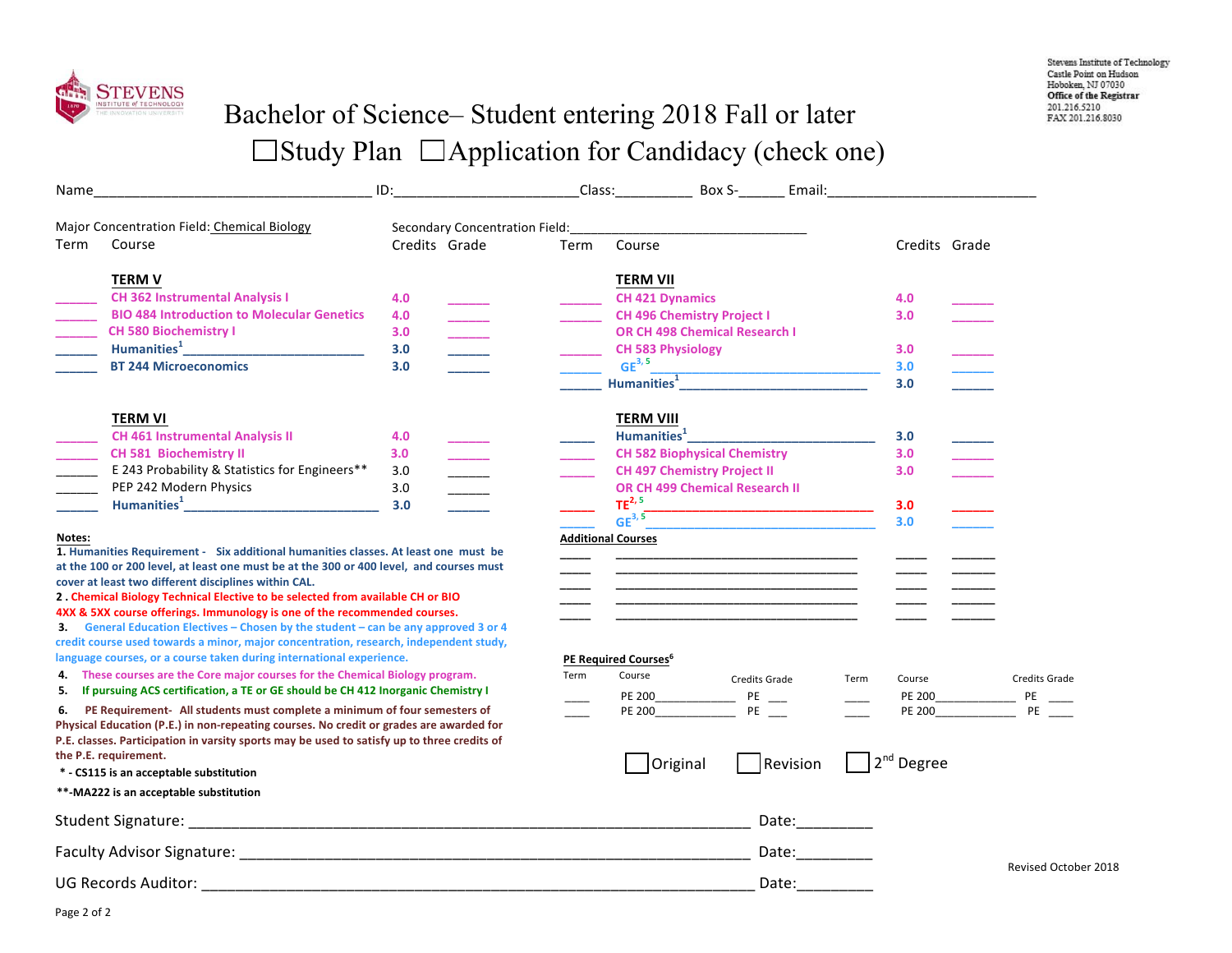Stevens Institute of Technology
Castle Point on Hudson
Hoboken, NJ 07030
Office of the Registrar
201.216.5210
FAX 201.216.8030

# Bachelor of Science– Student entering 2018 Fall or later

☐Study Plan ☐Application for Candidacy (check one)

Name____________________________________ ID:________________________Class:__________ Box S-______ Email:___________________________

Major Concentration Field: Chemical Biology

Secondary Concentration Field:_________________________________

| Term | Course | Credits | Grade |
|---|---|---|---|
| | **TERM V** | | |
| ______ | CH 362 Instrumental Analysis I | 4.0 | ______ |
| ______ | BIO 484 Introduction to Molecular Genetics | 4.0 | ______ |
| ______ | CH 580 Biochemistry I | 3.0 | ______ |
| ______ | Humanities[1]___________________________ | 3.0 | ______ |
| ______ | BT 244 Microeconomics | 3.0 | ______ |
| | **TERM VI** | | |
| ______ | CH 461 Instrumental Analysis II | 4.0 | ______ |
| ______ | CH 581 Biochemistry II | 3.0 | ______ |
| ______ | E 243 Probability & Statistics for Engineers** | 3.0 | ______ |
| ______ | PEP 242 Modern Physics | 3.0 | ______ |
| ______ | Humanities[1]___________________________ | 3.0 | ______ |

| Term | Course | Credits | Grade |
|---|---|---|---|
| | **TERM VII** | | |
| ______ | CH 421 Dynamics | 4.0 | ______ |
| ______ | CH 496 Chemistry Project I OR CH 498 Chemical Research I | 3.0 | ______ |
| ______ | CH 583 Physiology | 3.0 | ______ |
| ______ | GE[3, 5]_________________________________ | 3.0 | ______ |
| ______ | Humanities[1]___________________________ | 3.0 | ______ |
| | **TERM VIII** | | |
| _____ | Humanities[1]___________________________ | 3.0 | ______ |
| _____ | CH 582 Biophysical Chemistry | 3.0 | ______ |
| _____ | CH 497 Chemistry Project II OR CH 499 Chemical Research II | 3.0 | ______ |
| _____ | TE[2, 5]_________________________________ | 3.0 | ______ |
| _____ | GE[3, 5]_________________________________ | 3.0 | ______ |

**Additional Courses**

| Term | Course | Credits | Grade |
|---|---|---|---|
| ____ | ____________________________________ | ____ | ______ |
| ____ | ____________________________________ | ____ | ______ |
| ____ | ____________________________________ | ____ | ______ |
| ____ | ____________________________________ | ____ | ______ |
| ____ | ____________________________________ | ____ | ______ |

**Notes:**

1. **Humanities Requirement - Six additional humanities classes. At least one must be at the 100 or 200 level, at least one must be at the 300 or 400 level, and courses must cover at least two different disciplines within CAL.**
2. **Chemical Biology Technical Elective to be selected from available CH or BIO 4XX & 5XX course offerings. Immunology is one of the recommended courses.**
3. **General Education Electives – Chosen by the student – can be any approved 3 or 4 credit course used towards a minor, major concentration, research, independent study, language courses, or a course taken during international experience.**
4. **These courses are the Core major courses for the Chemical Biology program.**
5. **If pursuing ACS certification, a TE or GE should be CH 412 Inorganic Chemistry I**
6. **PE Requirement- All students must complete a minimum of four semesters of Physical Education (P.E.) in non-repeating courses. No credit or grades are awarded for P.E. classes. Participation in varsity sports may be used to satisfy up to three credits of the P.E. requirement.**

**\* - CS115 is an acceptable substitution**

**\*\*-MA222 is an acceptable substitution**

**PE Required Courses[6]**

| Term | Course | Credits Grade | Term | Course | Credits Grade |
|---|---|---|---|---|---|
| ____ | PE 200____________ | PE ___ | ____ | PE 200____________ | PE ____ |
| ____ | PE 200____________ | PE ___ | ____ | PE 200____________ | PE ____ |

☐Original ☐Revision ☐2nd Degree

Student Signature: ______________________________________________________________ Date:_________

Faculty Advisor Signature: _______________________________________________________ Date:_________

UG Records Auditor: _____________________________________________________________ Date:_________

Revised October 2018